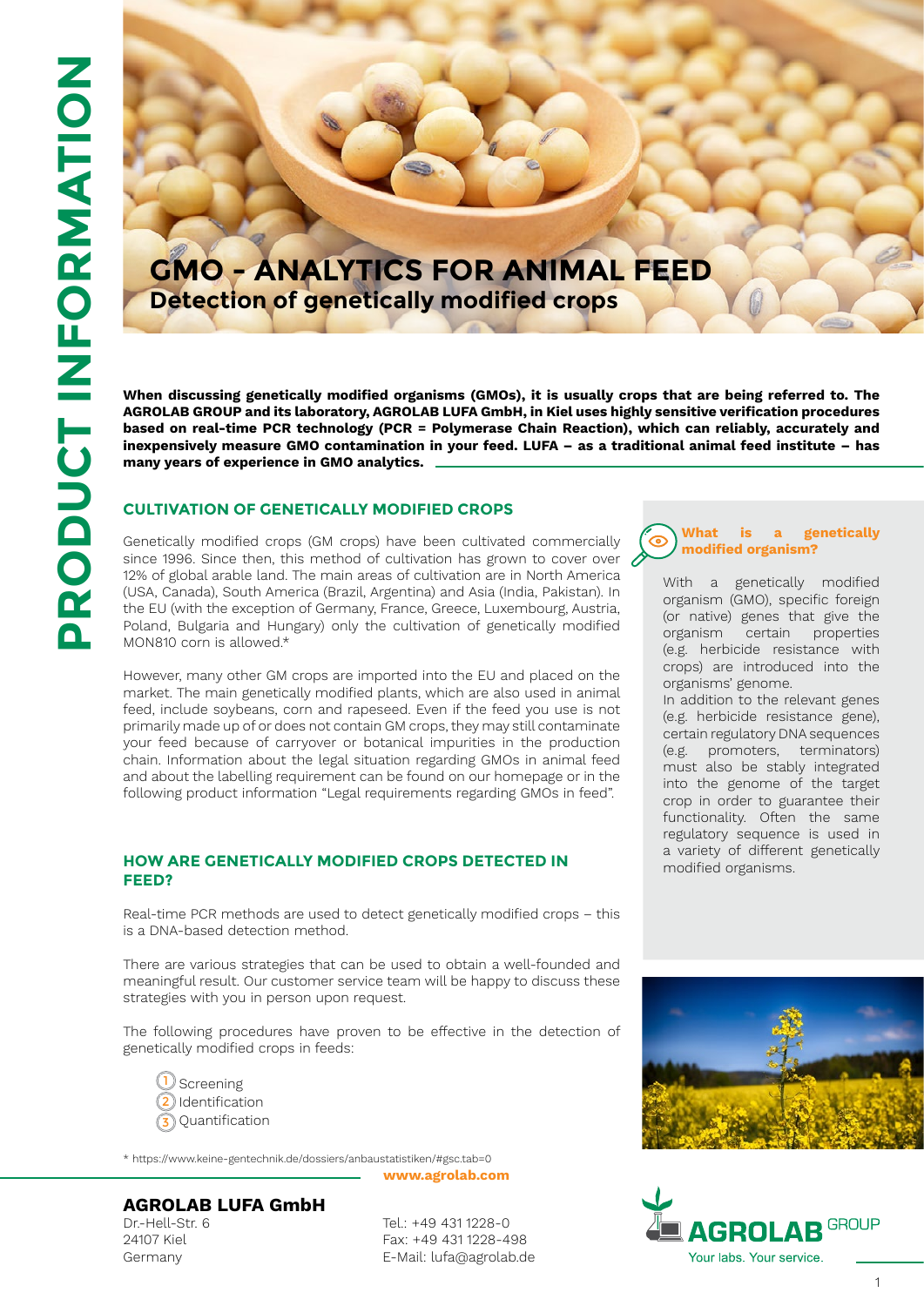# GMO - ANALYTICS FOR ANIMAL FEED

## Detection of genetically modified crops

**When discussing genetically modified organisms (GMOs), it is usually crops that are being referred to. The AGROLAB GROUP and its laboratory, AGROLAB LUFA GmbH, in Kiel uses highly sensitive verification procedures based on real-time PCR technology (PCR = Polymerase Chain Reaction), which can reliably, accurately and inexpensively measure GMO contamination in your feed. LUFA – as a traditional animal feed institute – has many years of experience in GMO analytics.**

### CULTIVATION OF GENETICALLY MODIFIED CROPS

Genetically modified crops (GM crops) have been cultivated commercially since 1996. Since then, this method of cultivation has grown to cover over 12% of global arable land. The main areas of cultivation are in North America (USA, Canada), South America (Brazil, Argentina) and Asia (India, Pakistan). In the EU (with the exception of Germany, France, Greece, Luxembourg, Austria, Poland, Bulgaria and Hungary) only the cultivation of genetically modified MON810 corn is allowed.*

However, many other GM crops are imported into the EU and placed on the market. The main genetically modified plants, which are also used in animal feed, include soybeans, corn and rapeseed. Even if the feed you use is not primarily made up of or does not contain GM crops, they may still contaminate your feed because of carryover or botanical impurities in the production chain. Information about the legal situation regarding GMOs in animal feed and about the labelling requirement can be found on our homepage or in the following product information "Legal requirements regarding GMOs in feed".

### HOW ARE GENETICALLY MODIFIED CROPS DETECTED IN FEED?

Real-time PCR methods are used to detect genetically modified crops – this is a DNA-based detection method.

There are various strategies that can be used to obtain a well-founded and meaningful result. Our customer service team will be happy to discuss these strategies with you in person upon request.

The following procedures have proven to be effective in the detection of genetically modified crops in feeds:

1. Screening
2. Identification
3. Quantification

\* https://www.keine-gentechnik.de/dossiers/anbaustatistiken/#gsc.tab=0

**What is a genetically modified organism?**

With a genetically modified organism (GMO), specific foreign (or native) genes that give the organism certain properties (e.g. herbicide resistance with crops) are introduced into the organisms' genome.
In addition to the relevant genes (e.g. herbicide resistance gene), certain regulatory DNA sequences (e.g. promoters, terminators) must also be stably integrated into the genome of the target crop in order to guarantee their functionality. Often the same regulatory sequence is used in a variety of different genetically modified organisms.

**www.agrolab.com**

**AGROLAB LUFA GmbH**
Dr.-Hell-Str. 6
24107 Kiel
Germany

Tel.: +49 431 1228-0
Fax: +49 431 1228-498
E-Mail: lufa@agrolab.de

AGROLAB GROUP
Your labs. Your service.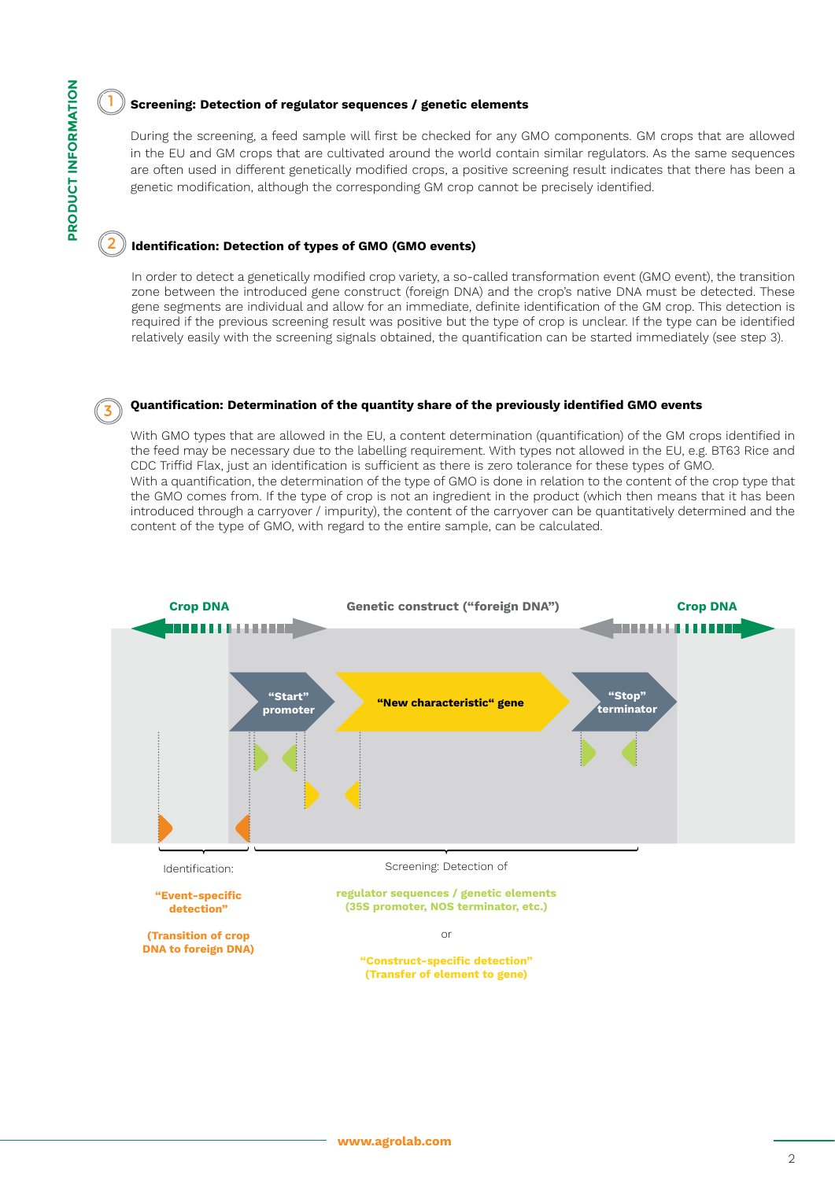PRODUCT INFORMATION

## 1 Screening: Detection of regulator sequences / genetic elements

During the screening, a feed sample will first be checked for any GMO components. GM crops that are allowed in the EU and GM crops that are cultivated around the world contain similar regulators. As the same sequences are often used in different genetically modified crops, a positive screening result indicates that there has been a genetic modification, although the corresponding GM crop cannot be precisely identified.

## 2 Identification: Detection of types of GMO (GMO events)

In order to detect a genetically modified crop variety, a so-called transformation event (GMO event), the transition zone between the introduced gene construct (foreign DNA) and the crop's native DNA must be detected. These gene segments are individual and allow for an immediate, definite identification of the GM crop. This detection is required if the previous screening result was positive but the type of crop is unclear. If the type can be identified relatively easily with the screening signals obtained, the quantification can be started immediately (see step 3).

## 3 Quantification: Determination of the quantity share of the previously identified GMO events

With GMO types that are allowed in the EU, a content determination (quantification) of the GM crops identified in the feed may be necessary due to the labelling requirement. With types not allowed in the EU, e.g. BT63 Rice and CDC Triffid Flax, just an identification is sufficient as there is zero tolerance for these types of GMO.
With a quantification, the determination of the type of GMO is done in relation to the content of the crop type that the GMO comes from. If the type of crop is not an ingredient in the product (which then means that it has been introduced through a carryover / impurity), the content of the carryover can be quantitatively determined and the content of the type of GMO, with regard to the entire sample, can be calculated.

**Crop DNA** | **Genetic construct ("foreign DNA")** | **Crop DNA**

**"Start" promoter** → **"New characteristic" gene** → **"Stop" terminator**

Identification:

**"Event-specific detection"**

**(Transition of crop DNA to foreign DNA)**

Screening: Detection of

**regulator sequences / genetic elements (35S promoter, NOS terminator, etc.)**

or

**"Construct-specific detection" (Transfer of element to gene)**

www.agrolab.com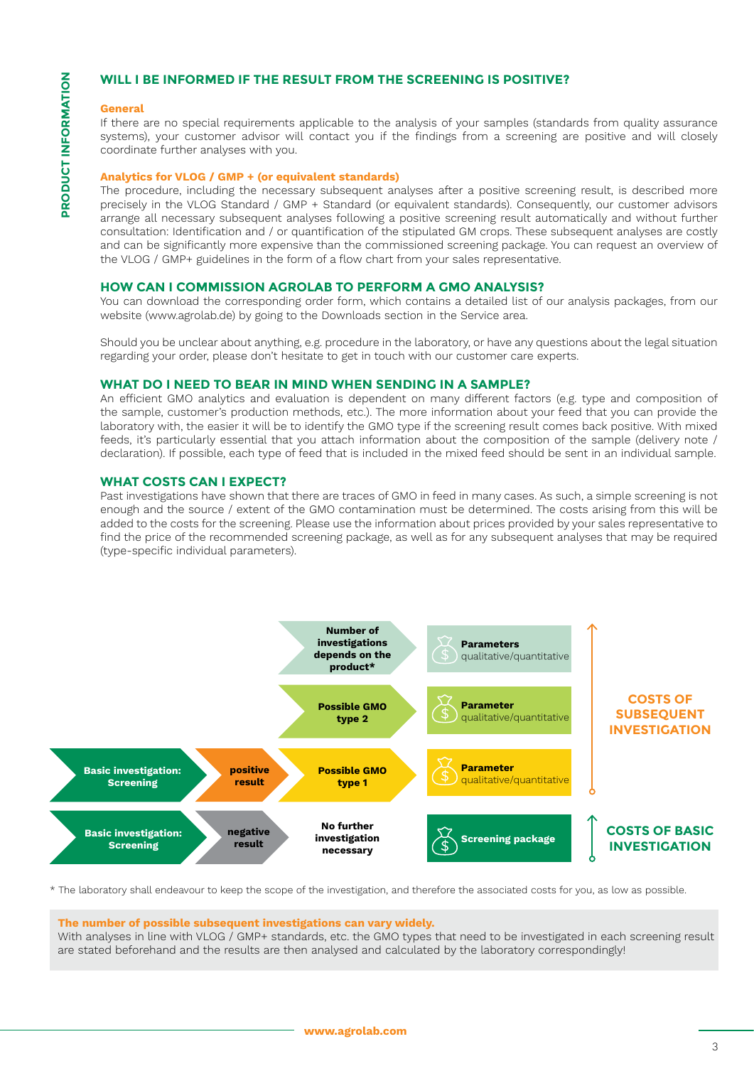## WILL I BE INFORMED IF THE RESULT FROM THE SCREENING IS POSITIVE?

**General**

If there are no special requirements applicable to the analysis of your samples (standards from quality assurance systems), your customer advisor will contact you if the findings from a screening are positive and will closely coordinate further analyses with you.

**Analytics for VLOG / GMP + (or equivalent standards)**

The procedure, including the necessary subsequent analyses after a positive screening result, is described more precisely in the VLOG Standard / GMP + Standard (or equivalent standards). Consequently, our customer advisors arrange all necessary subsequent analyses following a positive screening result automatically and without further consultation: Identification and / or quantification of the stipulated GM crops. These subsequent analyses are costly and can be significantly more expensive than the commissioned screening package. You can request an overview of the VLOG / GMP+ guidelines in the form of a flow chart from your sales representative.

## HOW CAN I COMMISSION AGROLAB TO PERFORM A GMO ANALYSIS?

You can download the corresponding order form, which contains a detailed list of our analysis packages, from our website (www.agrolab.de) by going to the Downloads section in the Service area.

Should you be unclear about anything, e.g. procedure in the laboratory, or have any questions about the legal situation regarding your order, please don't hesitate to get in touch with our customer care experts.

## WHAT DO I NEED TO BEAR IN MIND WHEN SENDING IN A SAMPLE?

An efficient GMO analytics and evaluation is dependent on many different factors (e.g. type and composition of the sample, customer's production methods, etc.). The more information about your feed that you can provide the laboratory with, the easier it will be to identify the GMO type if the screening result comes back positive. With mixed feeds, it's particularly essential that you attach information about the composition of the sample (delivery note / declaration). If possible, each type of feed that is included in the mixed feed should be sent in an individual sample.

## WHAT COSTS CAN I EXPECT?

Past investigations have shown that there are traces of GMO in feed in many cases. As such, a simple screening is not enough and the source / extent of the GMO contamination must be determined. The costs arising from this will be added to the costs for the screening. Please use the information about prices provided by your sales representative to find the price of the recommended screening package, as well as for any subsequent analyses that may be required (type-specific individual parameters).

Number of investigations depends on the product*

Parameters qualitative/quantitative

Possible GMO type 2

Parameter qualitative/quantitative

COSTS OF SUBSEQUENT INVESTIGATION

Basic investigation: Screening

positive result

Possible GMO type 1

Parameter qualitative/quantitative

Basic investigation: Screening

negative result

No further investigation necessary

Screening package

COSTS OF BASIC INVESTIGATION

\* The laboratory shall endeavour to keep the scope of the investigation, and therefore the associated costs for you, as low as possible.

**The number of possible subsequent investigations can vary widely.**
With analyses in line with VLOG / GMP+ standards, etc. the GMO types that need to be investigated in each screening result are stated beforehand and the results are then analysed and calculated by the laboratory correspondingly!

www.agrolab.com